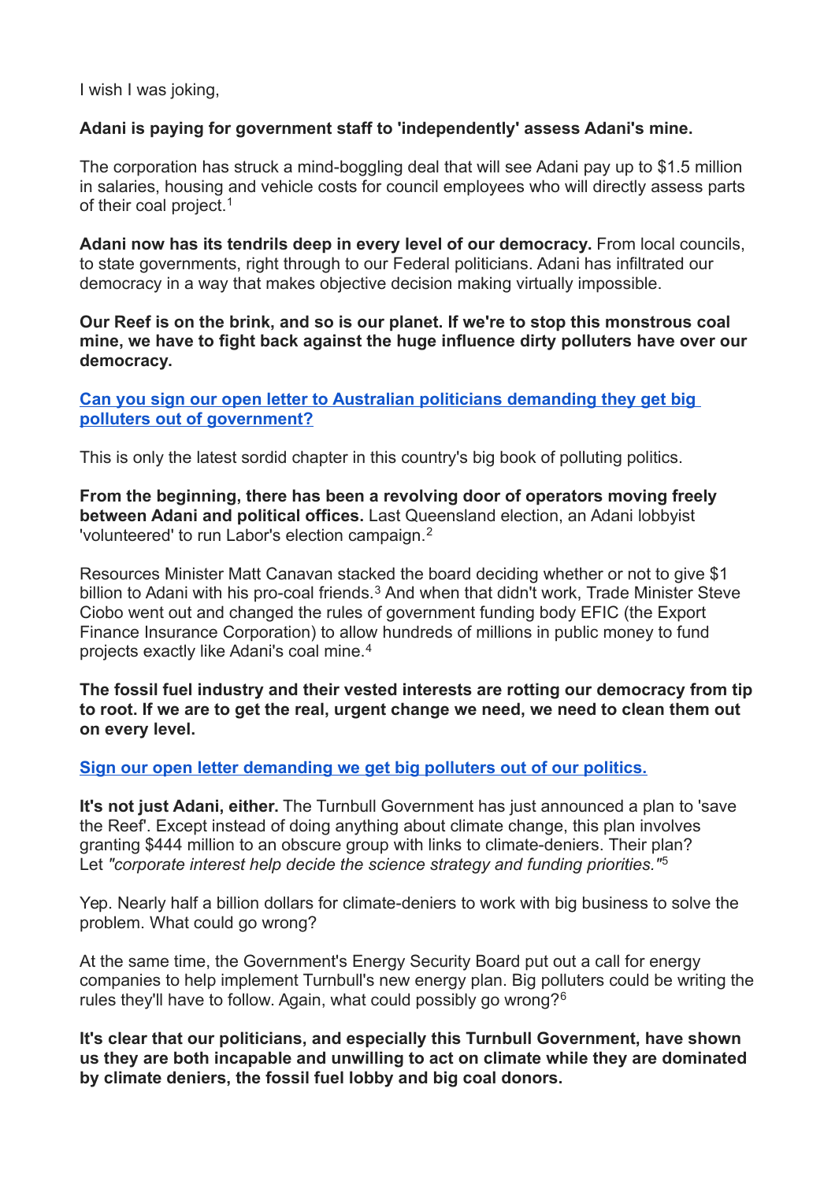I wish I was joking,

**Adani is paying for government staff to 'independently' assess Adani's mine.**

The corporation has struck a mind-boggling deal that will see Adani pay up to $1.5 million in salaries, housing and vehicle costs for council employees who will directly assess parts of their coal project.[1]

**Adani now has its tendrils deep in every level of our democracy.** From local councils, to state governments, right through to our Federal politicians. Adani has infiltrated our democracy in a way that makes objective decision making virtually impossible.

**Our Reef is on the brink, and so is our planet. If we're to stop this monstrous coal mine, we have to fight back against the huge influence dirty polluters have over our democracy.**

**Can you sign our open letter to Australian politicians demanding they get big polluters out of government?**

This is only the latest sordid chapter in this country's big book of polluting politics.

**From the beginning, there has been a revolving door of operators moving freely between Adani and political offices.** Last Queensland election, an Adani lobbyist 'volunteered' to run Labor's election campaign.[2]

Resources Minister Matt Canavan stacked the board deciding whether or not to give $1 billion to Adani with his pro-coal friends.[3] And when that didn't work, Trade Minister Steve Ciobo went out and changed the rules of government funding body EFIC (the Export Finance Insurance Corporation) to allow hundreds of millions in public money to fund projects exactly like Adani's coal mine.[4]

**The fossil fuel industry and their vested interests are rotting our democracy from tip to root. If we are to get the real, urgent change we need, we need to clean them out on every level.**

**Sign our open letter demanding we get big polluters out of our politics.**

**It's not just Adani, either.** The Turnbull Government has just announced a plan to 'save the Reef'. Except instead of doing anything about climate change, this plan involves granting $444 million to an obscure group with links to climate-deniers. Their plan? Let *"corporate interest help decide the science strategy and funding priorities."*[5]

Yep. Nearly half a billion dollars for climate-deniers to work with big business to solve the problem. What could go wrong?

At the same time, the Government's Energy Security Board put out a call for energy companies to help implement Turnbull's new energy plan. Big polluters could be writing the rules they'll have to follow. Again, what could possibly go wrong?[6]

**It's clear that our politicians, and especially this Turnbull Government, have shown us they are both incapable and unwilling to act on climate while they are dominated by climate deniers, the fossil fuel lobby and big coal donors.**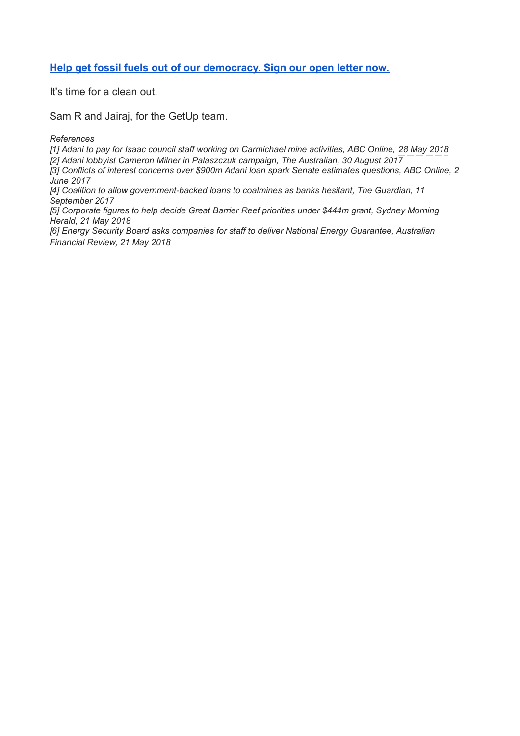**[Help get fossil fuels out of our democracy. Sign our open letter now.]**

It's time for a clean out.

Sam R and Jairaj, for the GetUp team.

*References*

*[1] Adani to pay for Isaac council staff working on Carmichael mine activities, ABC Online, 28 May 2018*

*[2] Adani lobbyist Cameron Milner in Palaszczuk campaign, The Australian, 30 August 2017*

*[3] Conflicts of interest concerns over $900m Adani loan spark Senate estimates questions, ABC Online, 2 June 2017*

*[4] Coalition to allow government-backed loans to coalmines as banks hesitant, The Guardian, 11 September 2017*

*[5] Corporate figures to help decide Great Barrier Reef priorities under $444m grant, Sydney Morning Herald, 21 May 2018*

*[6] Energy Security Board asks companies for staff to deliver National Energy Guarantee, Australian Financial Review, 21 May 2018*